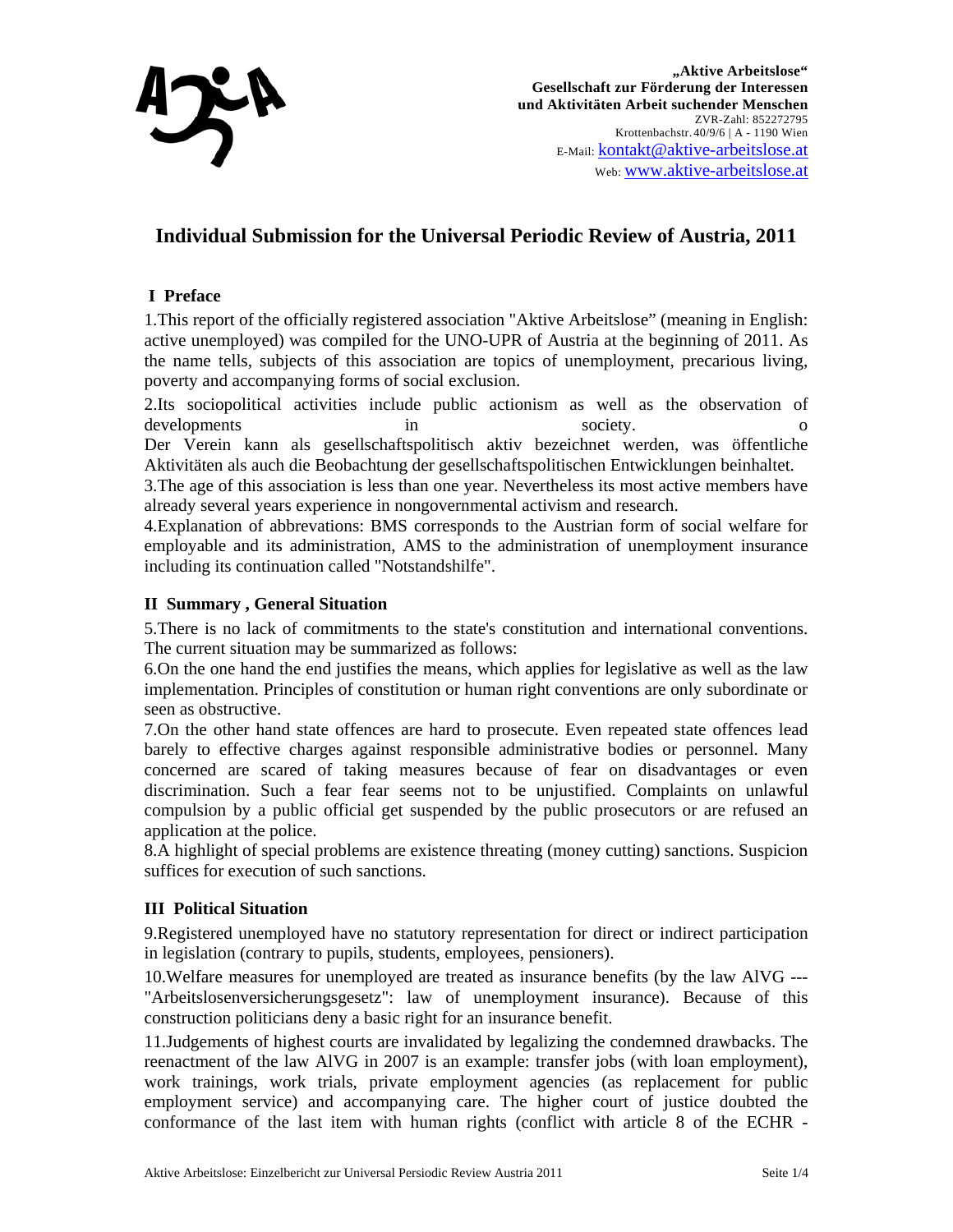**„Aktive Arbeitslose“**
**Gesellschaft zur Förderung der Interessen**
**und Aktivitäten Arbeit suchender Menschen**
ZVR-Zahl: 852272795
Krottenbachstr. 40/9/6 | A - 1190 Wien
E-Mail: kontakt@aktive-arbeitslose.at
Web: www.aktive-arbeitslose.at

# Individual Submission for the Universal Periodic Review of Austria, 2011

## I Preface

1.This report of the officially registered association "Aktive Arbeitslose" (meaning in English: active unemployed) was compiled for the UNO-UPR of Austria at the beginning of 2011. As the name tells, subjects of this association are topics of unemployment, precarious living, poverty and accompanying forms of social exclusion.

2.Its sociopolitical activities include public actionism as well as the observation of developments in society. o
Der Verein kann als gesellschaftspolitisch aktiv bezeichnet werden, was öffentliche Aktivitäten als auch die Beobachtung der gesellschaftspolitischen Entwicklungen beinhaltet.

3.The age of this association is less than one year. Nevertheless its most active members have already several years experience in nongovernmental activism and research.

4.Explanation of abbrevations: BMS corresponds to the Austrian form of social welfare for employable and its administration, AMS to the administration of unemployment insurance including its continuation called "Notstandshilfe".

## II Summary , General Situation

5.There is no lack of commitments to the state's constitution and international conventions. The current situation may be summarized as follows:

6.On the one hand the end justifies the means, which applies for legislative as well as the law implementation. Principles of constitution or human right conventions are only subordinate or seen as obstructive.

7.On the other hand state offences are hard to prosecute. Even repeated state offences lead barely to effective charges against responsible administrative bodies or personnel. Many concerned are scared of taking measures because of fear on disadvantages or even discrimination. Such a fear fear seems not to be unjustified. Complaints on unlawful compulsion by a public official get suspended by the public prosecutors or are refused an application at the police.

8.A highlight of special problems are existence threating (money cutting) sanctions. Suspicion suffices for execution of such sanctions.

## III Political Situation

9.Registered unemployed have no statutory representation for direct or indirect participation in legislation (contrary to pupils, students, employees, pensioners).

10.Welfare measures for unemployed are treated as insurance benefits (by the law AlVG --- "Arbeitslosenversicherungsgesetz": law of unemployment insurance). Because of this construction politicians deny a basic right for an insurance benefit.

11.Judgements of highest courts are invalidated by legalizing the condemned drawbacks. The reenactment of the law AlVG in 2007 is an example: transfer jobs (with loan employment), work trainings, work trials, private employment agencies (as replacement for public employment service) and accompanying care. The higher court of justice doubted the conformance of the last item with human rights (conflict with article 8 of the ECHR -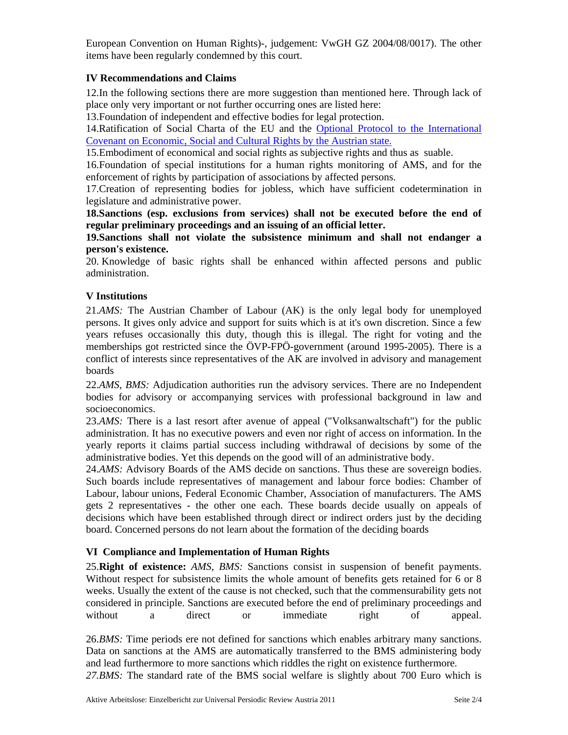European Convention on Human Rights)-, judgement: VwGH GZ 2004/08/0017). The other items have been regularly condemned by this court.

### IV Recommendations and Claims

12.In the following sections there are more suggestion than mentioned here. Through lack of place only very important or not further occurring ones are listed here:

13.Foundation of independent and effective bodies for legal protection.

14.Ratification of Social Charta of the EU and the Optional Protocol to the International Covenant on Economic, Social and Cultural Rights by the Austrian state.

15.Embodiment of economical and social rights as subjective rights and thus as suable.

16.Foundation of special institutions for a human rights monitoring of AMS, and for the enforcement of rights by participation of associations by affected persons.

17.Creation of representing bodies for jobless, which have sufficient codetermination in legislature and administrative power.

**18.Sanctions (esp. exclusions from services) shall not be executed before the end of regular preliminary proceedings and an issuing of an official letter.**

**19.Sanctions shall not violate the subsistence minimum and shall not endanger a person's existence.**

20. Knowledge of basic rights shall be enhanced within affected persons and public administration.

### V Institutions

21.*AMS:* The Austrian Chamber of Labour (AK) is the only legal body for unemployed persons. It gives only advice and support for suits which is at it's own discretion. Since a few years refuses occasionally this duty, though this is illegal. The right for voting and the memberships got restricted since the ÖVP-FPÖ-government (around 1995-2005). There is a conflict of interests since representatives of the AK are involved in advisory and management boards

22.*AMS, BMS:* Adjudication authorities run the advisory services. There are no Independent bodies for advisory or accompanying services with professional background in law and socioeconomics.

23.*AMS:* There is a last resort after avenue of appeal ("Volksanwaltschaft") for the public administration. It has no executive powers and even nor right of access on information. In the yearly reports it claims partial success including withdrawal of decisions by some of the administrative bodies. Yet this depends on the good will of an administrative body.

24.*AMS:* Advisory Boards of the AMS decide on sanctions. Thus these are sovereign bodies. Such boards include representatives of management and labour force bodies: Chamber of Labour, labour unions, Federal Economic Chamber, Association of manufacturers. The AMS gets 2 representatives - the other one each. These boards decide usually on appeals of decisions which have been established through direct or indirect orders just by the deciding board. Concerned persons do not learn about the formation of the deciding boards

### VI Compliance and Implementation of Human Rights

25.**Right of existence:** *AMS, BMS:* Sanctions consist in suspension of benefit payments. Without respect for subsistence limits the whole amount of benefits gets retained for 6 or 8 weeks. Usually the extent of the cause is not checked, such that the commensurability gets not considered in principle. Sanctions are executed before the end of preliminary proceedings and without a direct or immediate right of appeal.

26.*BMS:* Time periods ere not defined for sanctions which enables arbitrary many sanctions. Data on sanctions at the AMS are automatically transferred to the BMS administering body and lead furthermore to more sanctions which riddles the right on existence furthermore.

*27.BMS:* The standard rate of the BMS social welfare is slightly about 700 Euro which is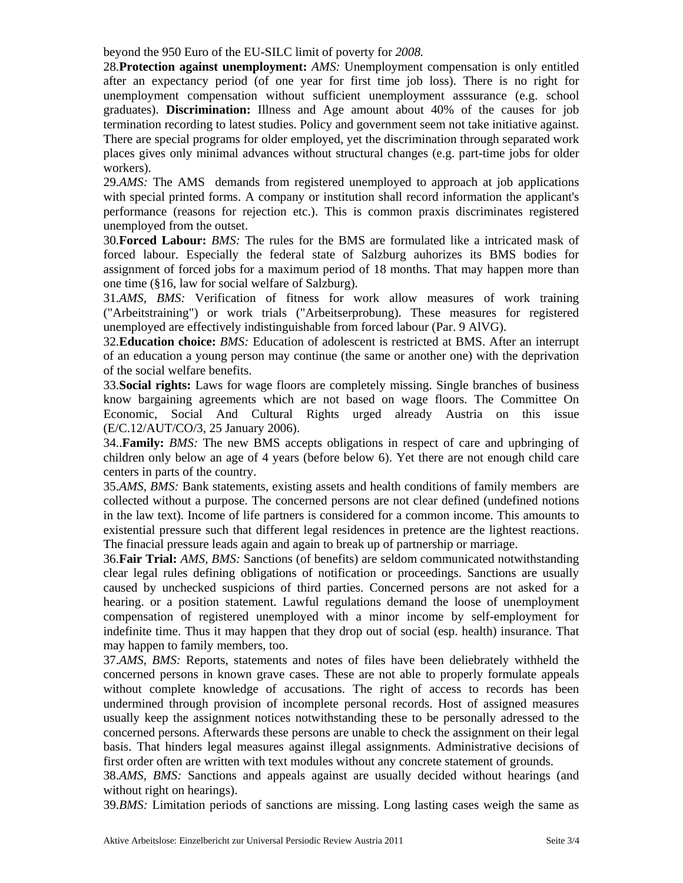beyond the 950 Euro of the EU-SILC limit of poverty for *2008.*

28.**Protection against unemployment:** *AMS:* Unemployment compensation is only entitled after an expectancy period (of one year for first time job loss). There is no right for unemployment compensation without sufficient unemployment asssurance (e.g. school graduates). **Discrimination:** Illness and Age amount about 40% of the causes for job termination recording to latest studies. Policy and government seem not take initiative against. There are special programs for older employed, yet the discrimination through separated work places gives only minimal advances without structural changes (e.g. part-time jobs for older workers).

29.*AMS:* The AMS demands from registered unemployed to approach at job applications with special printed forms. A company or institution shall record information the applicant's performance (reasons for rejection etc.). This is common praxis discriminates registered unemployed from the outset.

30.**Forced Labour:** *BMS:* The rules for the BMS are formulated like a intricated mask of forced labour. Especially the federal state of Salzburg auhorizes its BMS bodies for assignment of forced jobs for a maximum period of 18 months. That may happen more than one time (§16, law for social welfare of Salzburg).

31.*AMS, BMS:* Verification of fitness for work allow measures of work training ("Arbeitstraining") or work trials ("Arbeitserprobung). These measures for registered unemployed are effectively indistinguishable from forced labour (Par. 9 AlVG).

32.**Education choice:** *BMS:* Education of adolescent is restricted at BMS. After an interrupt of an education a young person may continue (the same or another one) with the deprivation of the social welfare benefits.

33.**Social rights:** Laws for wage floors are completely missing. Single branches of business know bargaining agreements which are not based on wage floors. The Committee On Economic, Social And Cultural Rights urged already Austria on this issue (E/C.12/AUT/CO/3, 25 January 2006).

34..**Family:** *BMS:* The new BMS accepts obligations in respect of care and upbringing of children only below an age of 4 years (before below 6). Yet there are not enough child care centers in parts of the country.

35.*AMS, BMS:* Bank statements, existing assets and health conditions of family members are collected without a purpose. The concerned persons are not clear defined (undefined notions in the law text). Income of life partners is considered for a common income. This amounts to existential pressure such that different legal residences in pretence are the lightest reactions. The finacial pressure leads again and again to break up of partnership or marriage.

36.**Fair Trial:** *AMS, BMS:* Sanctions (of benefits) are seldom communicated notwithstanding clear legal rules defining obligations of notification or proceedings. Sanctions are usually caused by unchecked suspicions of third parties. Concerned persons are not asked for a hearing. or a position statement. Lawful regulations demand the loose of unemployment compensation of registered unemployed with a minor income by self-employment for indefinite time. Thus it may happen that they drop out of social (esp. health) insurance. That may happen to family members, too.

37.*AMS, BMS:* Reports, statements and notes of files have been deliebrately withheld the concerned persons in known grave cases. These are not able to properly formulate appeals without complete knowledge of accusations. The right of access to records has been undermined through provision of incomplete personal records. Host of assigned measures usually keep the assignment notices notwithstanding these to be personally adressed to the concerned persons. Afterwards these persons are unable to check the assignment on their legal basis. That hinders legal measures against illegal assignments. Administrative decisions of first order often are written with text modules without any concrete statement of grounds.

38.*AMS, BMS:* Sanctions and appeals against are usually decided without hearings (and without right on hearings).

39.*BMS:* Limitation periods of sanctions are missing. Long lasting cases weigh the same as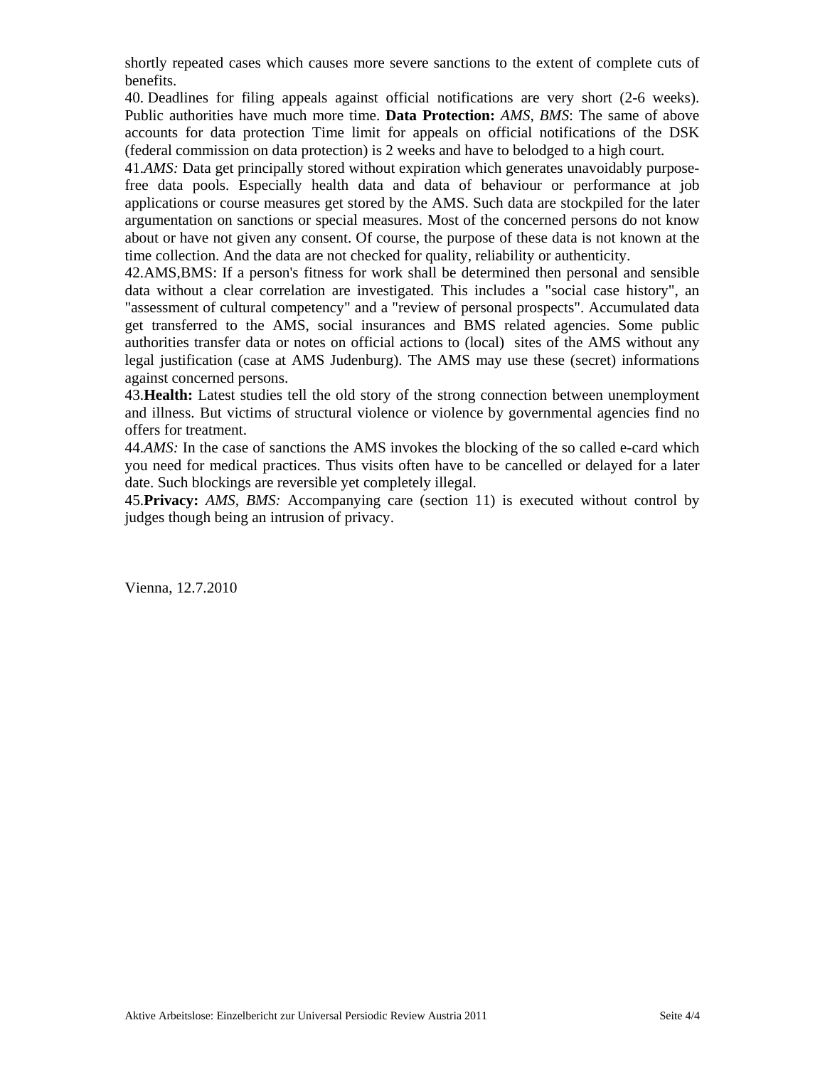shortly repeated cases which causes more severe sanctions to the extent of complete cuts of benefits.

40. Deadlines for filing appeals against official notifications are very short (2-6 weeks). Public authorities have much more time. **Data Protection:** *AMS, BMS*: The same of above accounts for data protection Time limit for appeals on official notifications of the DSK (federal commission on data protection) is 2 weeks and have to belodged to a high court.

41.*AMS:* Data get principally stored without expiration which generates unavoidably purpose-free data pools. Especially health data and data of behaviour or performance at job applications or course measures get stored by the AMS. Such data are stockpiled for the later argumentation on sanctions or special measures. Most of the concerned persons do not know about or have not given any consent. Of course, the purpose of these data is not known at the time collection. And the data are not checked for quality, reliability or authenticity.

42.AMS,BMS: If a person's fitness for work shall be determined then personal and sensible data without a clear correlation are investigated. This includes a "social case history", an "assessment of cultural competency" and a "review of personal prospects". Accumulated data get transferred to the AMS, social insurances and BMS related agencies. Some public authorities transfer data or notes on official actions to (local) sites of the AMS without any legal justification (case at AMS Judenburg). The AMS may use these (secret) informations against concerned persons.

43.**Health:** Latest studies tell the old story of the strong connection between unemployment and illness. But victims of structural violence or violence by governmental agencies find no offers for treatment.

44.*AMS:* In the case of sanctions the AMS invokes the blocking of the so called e-card which you need for medical practices. Thus visits often have to be cancelled or delayed for a later date. Such blockings are reversible yet completely illegal.

45.**Privacy:** *AMS, BMS:* Accompanying care (section 11) is executed without control by judges though being an intrusion of privacy.

Vienna, 12.7.2010